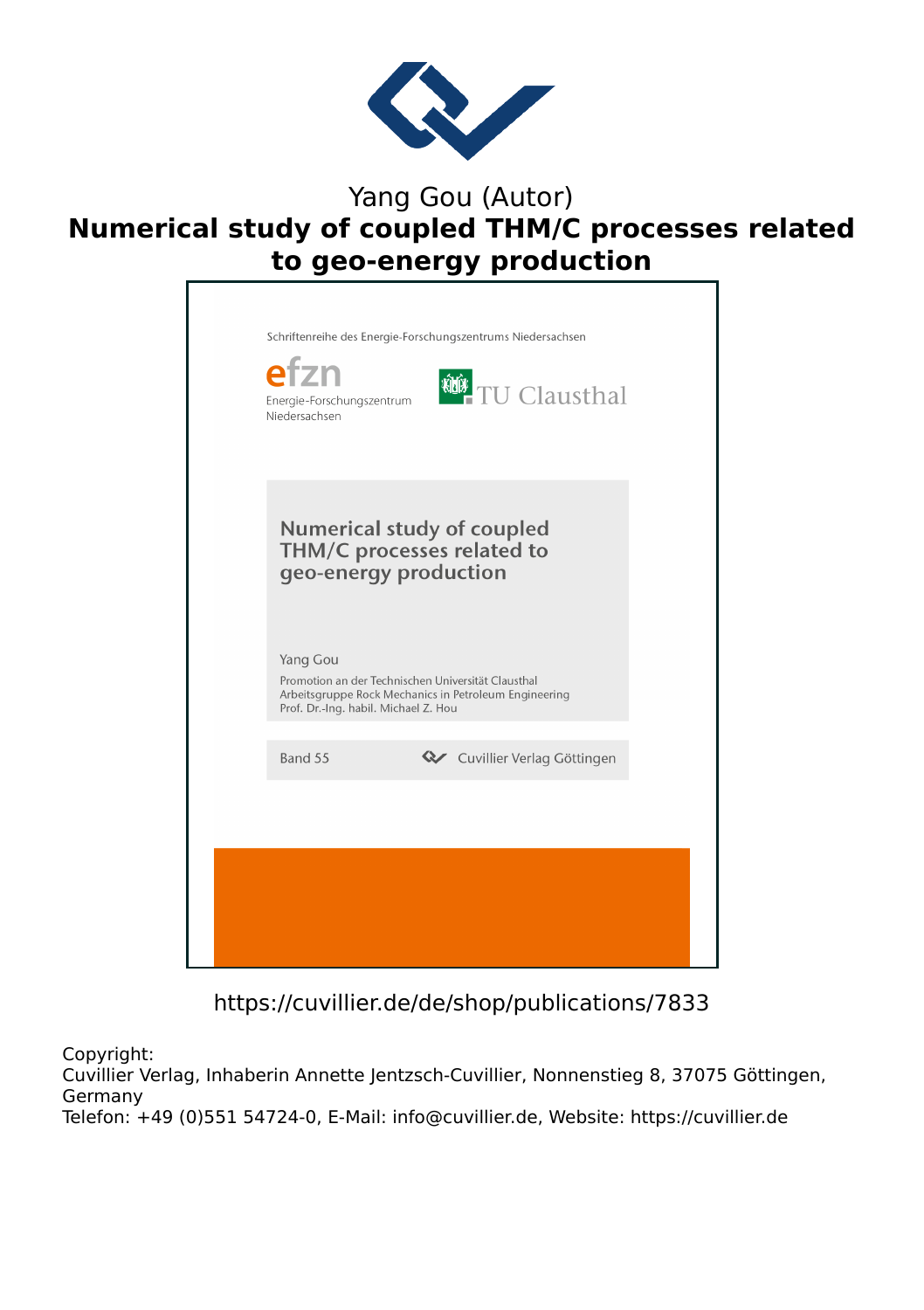Yang Gou (Autor)

# Numerical study of coupled THM/C processes related to geo-energy production

Schriftenreihe des Energie-Forschungszentrums Niedersachsen

efzn
Energie-Forschungszentrum Niedersachsen

TU Clausthal

## Numerical study of coupled THM/C processes related to geo-energy production

Yang Gou

Promotion an der Technischen Universität Clausthal
Arbeitsgruppe Rock Mechanics in Petroleum Engineering
Prof. Dr.-Ing. habil. Michael Z. Hou

Band 55

Cuvillier Verlag Göttingen

https://cuvillier.de/de/shop/publications/7833

Copyright:
Cuvillier Verlag, Inhaberin Annette Jentzsch-Cuvillier, Nonnenstieg 8, 37075 Göttingen, Germany
Telefon: +49 (0)551 54724-0, E-Mail: info@cuvillier.de, Website: https://cuvillier.de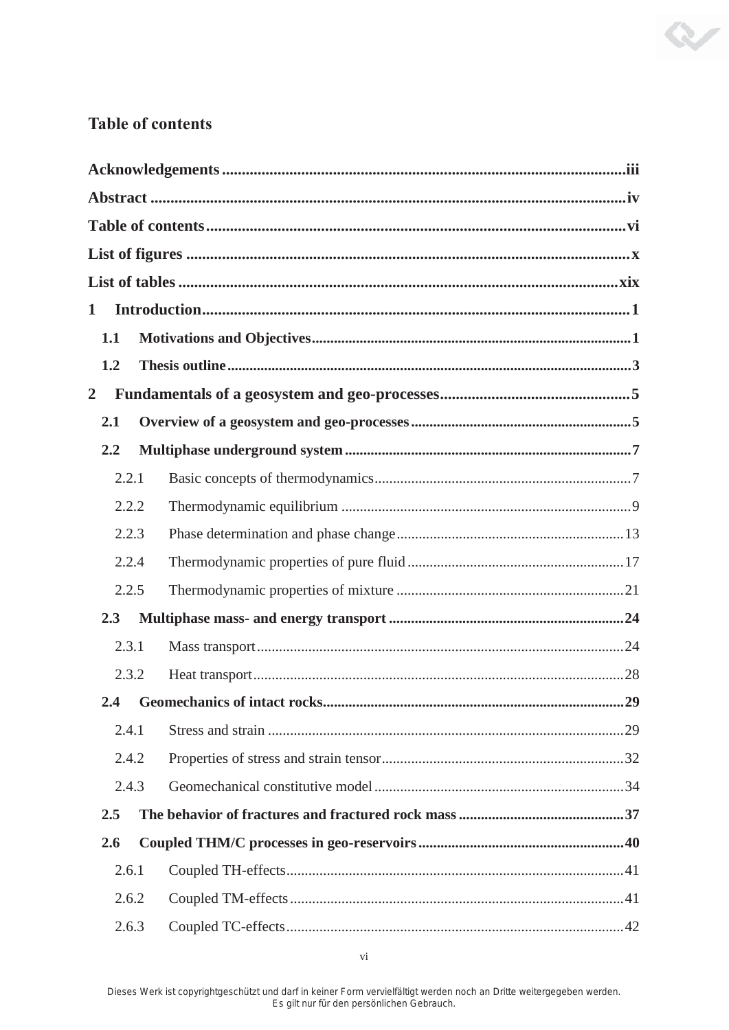# Table of contents

**Acknowledgements** ..... iii

**Abstract** ..... iv

**Table of contents** ..... vi

**List of figures** ..... x

**List of tables** ..... xix

**1 Introduction** ..... 1

- **1.1 Motivations and Objectives** ..... 1
- **1.2 Thesis outline** ..... 3

**2 Fundamentals of a geosystem and geo-processes** ..... 5

- **2.1 Overview of a geosystem and geo-processes** ..... 5
- **2.2 Multiphase underground system** ..... 7
  - 2.2.1 Basic concepts of thermodynamics ..... 7
  - 2.2.2 Thermodynamic equilibrium ..... 9
  - 2.2.3 Phase determination and phase change ..... 13
  - 2.2.4 Thermodynamic properties of pure fluid ..... 17
  - 2.2.5 Thermodynamic properties of mixture ..... 21
- **2.3 Multiphase mass- and energy transport** ..... 24
  - 2.3.1 Mass transport ..... 24
  - 2.3.2 Heat transport ..... 28
- **2.4 Geomechanics of intact rocks** ..... 29
  - 2.4.1 Stress and strain ..... 29
  - 2.4.2 Properties of stress and strain tensor ..... 32
  - 2.4.3 Geomechanical constitutive model ..... 34
- **2.5 The behavior of fractures and fractured rock mass** ..... 37
- **2.6 Coupled THM/C processes in geo-reservoirs** ..... 40
  - 2.6.1 Coupled TH-effects ..... 41
  - 2.6.2 Coupled TM-effects ..... 41
  - 2.6.3 Coupled TC-effects ..... 42

Dieses Werk ist copyrightgeschützt und darf in keiner Form vervielfältigt werden noch an Dritte weitergegeben werden. Es gilt nur für den persönlichen Gebrauch.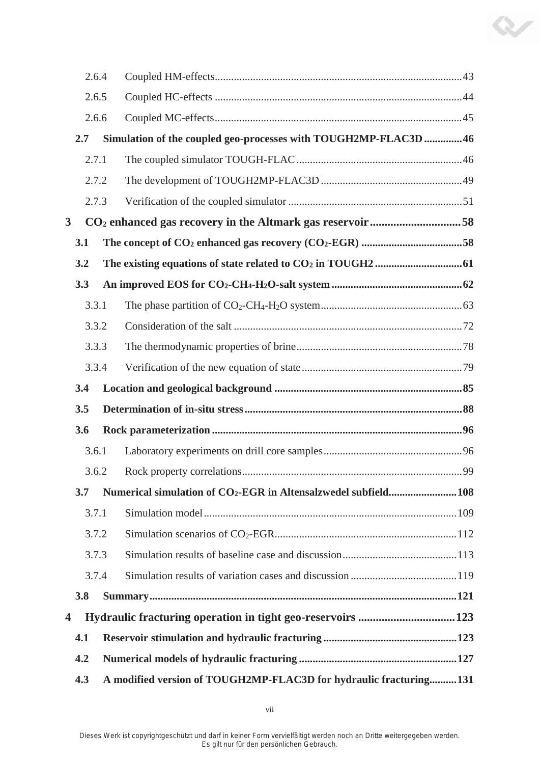2.6.4 Coupled HM-effects....................................................................................43

2.6.5 Coupled HC-effects ....................................................................................44

2.6.6 Coupled MC-effects....................................................................................45

**2.7 Simulation of the coupled geo-processes with TOUGH2MP-FLAC3D ..............46**

2.7.1 The coupled simulator TOUGH-FLAC ........................................................46

2.7.2 The development of TOUGH2MP-FLAC3D ..................................................49

2.7.3 Verification of the coupled simulator .........................................................51

**3 $CO_2$ enhanced gas recovery in the Altmark gas reservoir ................................58**

**3.1 The concept of $CO_2$ enhanced gas recovery ($CO_2$-EGR) ......................................58**

**3.2 The existing equations of state related to $CO_2$ in TOUGH2 ................................61**

**3.3 An improved EOS for $CO_2$-$CH_4$-$H_2O$-salt system ................................................62**

3.3.1 The phase partition of $CO_2$-$CH_4$-$H_2O$ system...................................................63

3.3.2 Consideration of the salt ..........................................................................72

3.3.3 The thermodynamic properties of brine......................................................78

3.3.4 Verification of the new equation of state....................................................79

**3.4 Location and geological background ....................................................................85**

**3.5 Determination of in-situ stress...............................................................................88**

**3.6 Rock parameterization ..........................................................................................96**

3.6.1 Laboratory experiments on drill core samples..............................................96

3.6.2 Rock property correlations.......................................................................99

**3.7 Numerical simulation of $CO_2$-EGR in Altensalzwedel subfield.........................108**

3.7.1 Simulation model ....................................................................................109

3.7.2 Simulation scenarios of $CO_2$-EGR...............................................................112

3.7.3 Simulation results of baseline case and discussion......................................113

3.7.4 Simulation results of variation cases and discussion ...................................119

**3.8 Summary...............................................................................................................121**

**4 Hydraulic fracturing operation in tight geo-reservoirs ..................................123**

**4.1 Reservoir stimulation and hydraulic fracturing ....................................................123**

**4.2 Numerical models of hydraulic fracturing ..............................................................127**

**4.3 A modified version of TOUGH2MP-FLAC3D for hydraulic fracturing..........131**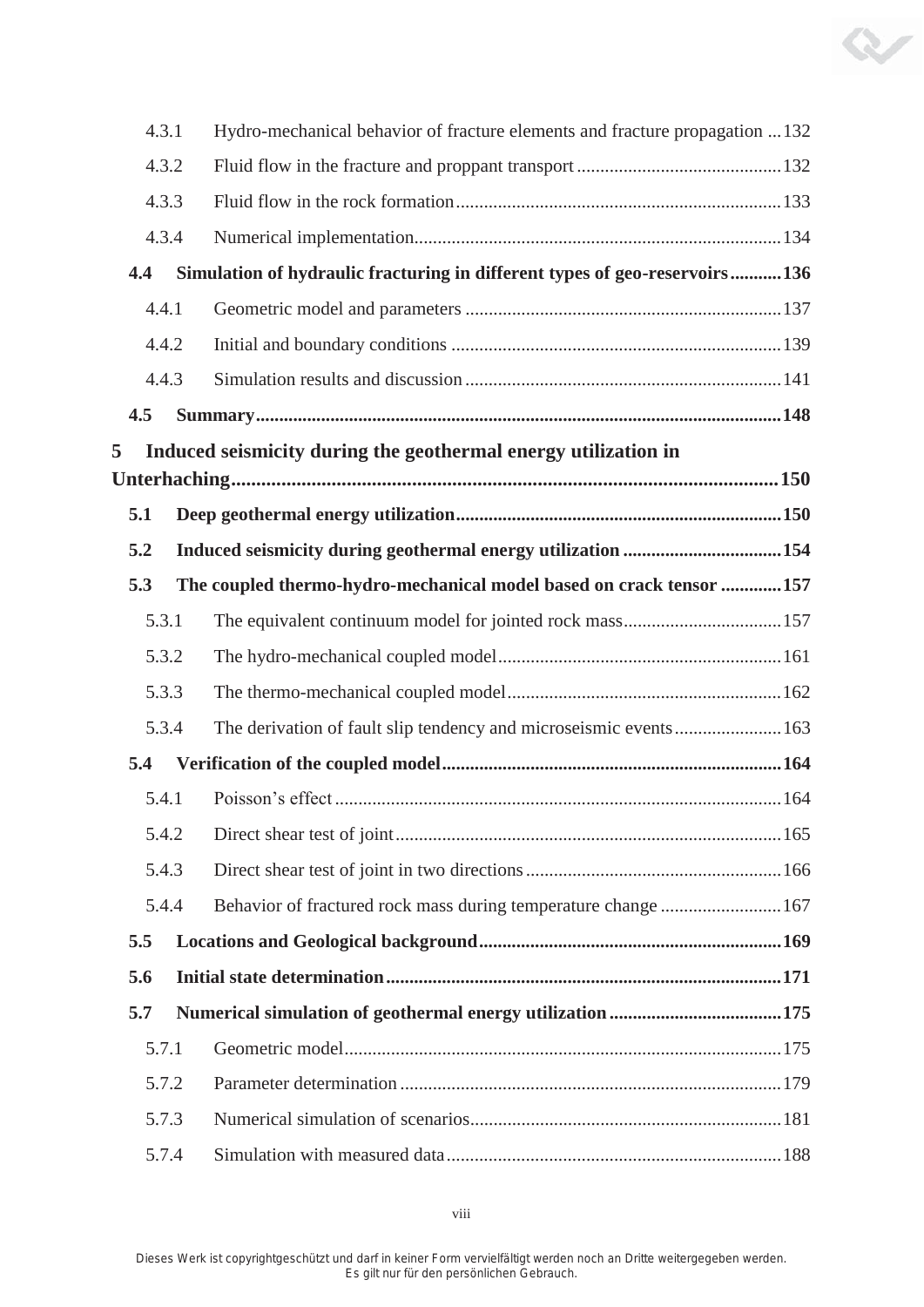4.3.1 Hydro-mechanical behavior of fracture elements and fracture propagation ... 132

4.3.2 Fluid flow in the fracture and proppant transport ... 132

4.3.3 Fluid flow in the rock formation ... 133

4.3.4 Numerical implementation ... 134

**4.4 Simulation of hydraulic fracturing in different types of geo-reservoirs ... 136**

4.4.1 Geometric model and parameters ... 137

4.4.2 Initial and boundary conditions ... 139

4.4.3 Simulation results and discussion ... 141

**4.5 Summary ... 148**

**5 Induced seismicity during the geothermal energy utilization in Unterhaching ... 150**

**5.1 Deep geothermal energy utilization ... 150**

**5.2 Induced seismicity during geothermal energy utilization ... 154**

**5.3 The coupled thermo-hydro-mechanical model based on crack tensor ... 157**

5.3.1 The equivalent continuum model for jointed rock mass ... 157

5.3.2 The hydro-mechanical coupled model ... 161

5.3.3 The thermo-mechanical coupled model ... 162

5.3.4 The derivation of fault slip tendency and microseismic events ... 163

**5.4 Verification of the coupled model ... 164**

5.4.1 Poisson's effect ... 164

5.4.2 Direct shear test of joint ... 165

5.4.3 Direct shear test of joint in two directions ... 166

5.4.4 Behavior of fractured rock mass during temperature change ... 167

**5.5 Locations and Geological background ... 169**

**5.6 Initial state determination ... 171**

**5.7 Numerical simulation of geothermal energy utilization ... 175**

5.7.1 Geometric model ... 175

5.7.2 Parameter determination ... 179

5.7.3 Numerical simulation of scenarios ... 181

5.7.4 Simulation with measured data ... 188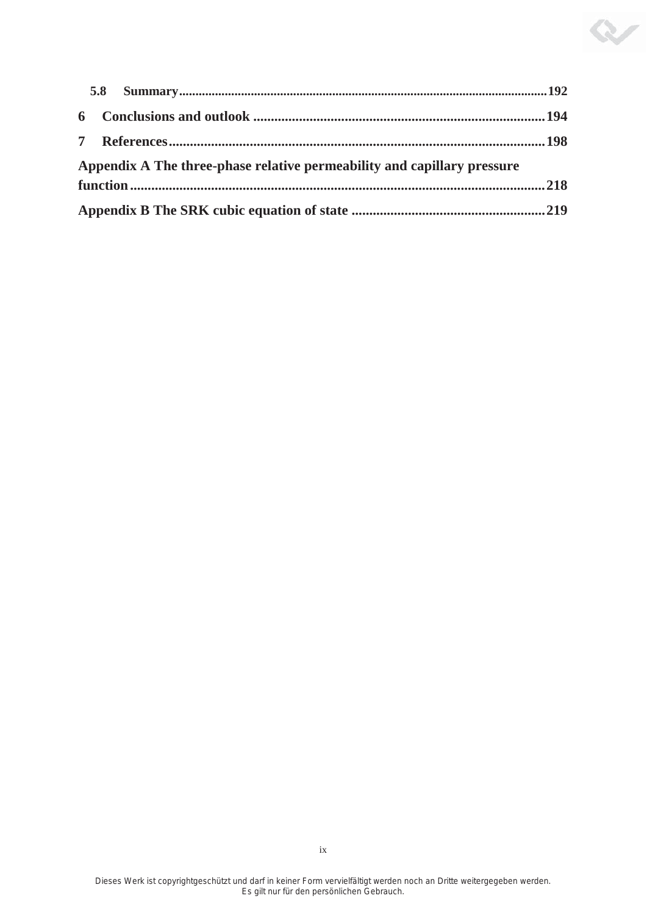5.8 Summary ....................................................................................................... 192

6 Conclusions and outlook ................................................................................. 194

7 References ........................................................................................................ 198

Appendix A The three-phase relative permeability and capillary pressure function ........................................................................................................... 218

Appendix B The SRK cubic equation of state ..................................................... 219

Dieses Werk ist copyrightgeschützt und darf in keiner Form vervielfältigt werden noch an Dritte weitergegeben werden.
Es gilt nur für den persönlichen Gebrauch.